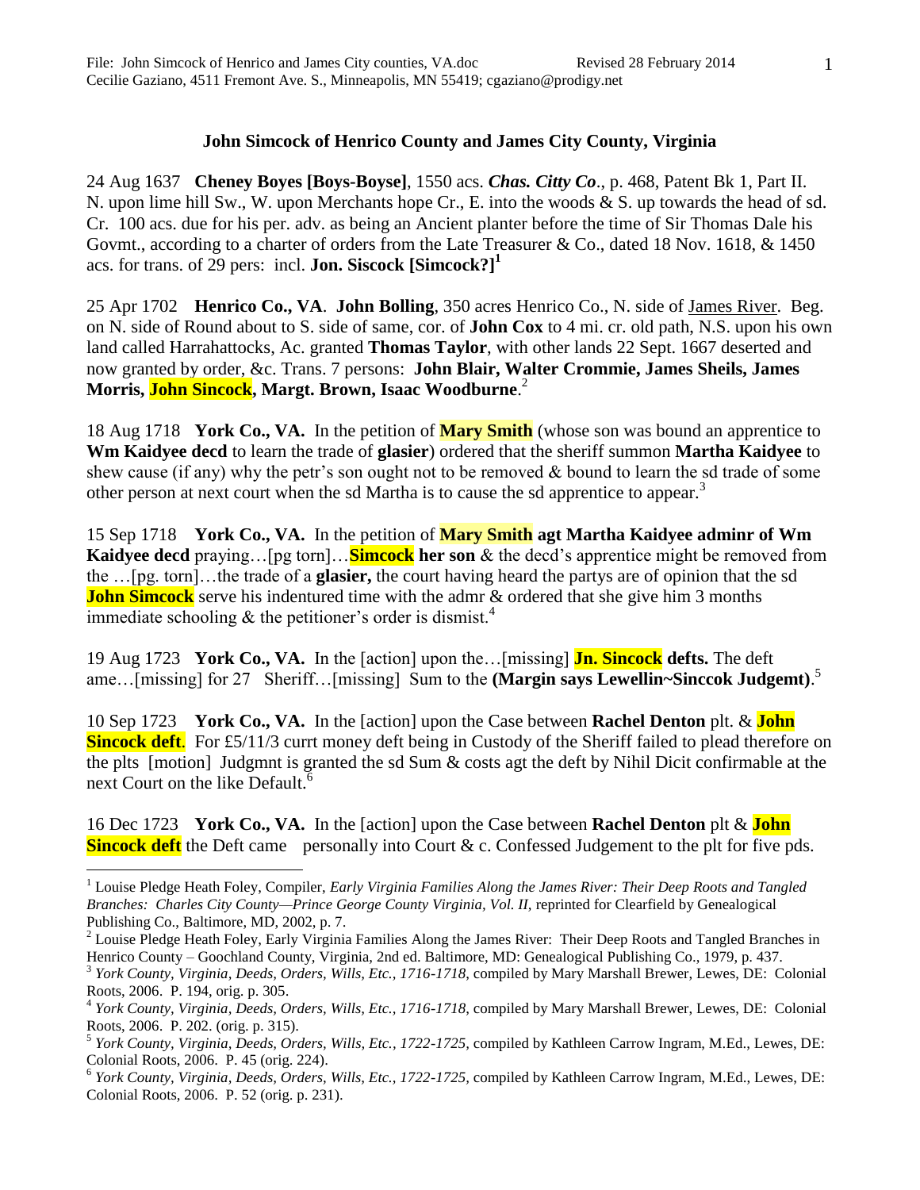File: John Simcock of Henrico and James City counties, VA.doc Revised 28 February 2014
Cecilie Gaziano, 4511 Fremont Ave. S., Minneapolis, MN 55419; cgaziano@prodigy.net

## John Simcock of Henrico County and James City County, Virginia

24 Aug 1637 **Cheney Boyes [Boys-Boyse]**, 1550 acs. ***Chas. Citty Co***., p. 468, Patent Bk 1, Part II. N. upon lime hill Sw., W. upon Merchants hope Cr., E. into the woods & S. up towards the head of sd. Cr. 100 acs. due for his per. adv. as being an Ancient planter before the time of Sir Thomas Dale his Govmt., according to a charter of orders from the Late Treasurer & Co., dated 18 Nov. 1618, & 1450 acs. for trans. of 29 pers: incl. **Jon. Siscock [Simcock?]**[1]

25 Apr 1702 **Henrico Co., VA**. **John Bolling**, 350 acres Henrico Co., N. side of James River. Beg. on N. side of Round about to S. side of same, cor. of **John Cox** to 4 mi. cr. old path, N.S. upon his own land called Harrahattocks, Ac. granted **Thomas Taylor**, with other lands 22 Sept. 1667 deserted and now granted by order, &c. Trans. 7 persons: **John Blair, Walter Crommie, James Sheils, James Morris, John Sincock, Margt. Brown, Isaac Woodburne**.[2]

18 Aug 1718 **York Co., VA.** In the petition of **Mary Smith** (whose son was bound an apprentice to **Wm Kaidyee decd** to learn the trade of **glasier**) ordered that the sheriff summon **Martha Kaidyee** to shew cause (if any) why the petr's son ought not to be removed & bound to learn the sd trade of some other person at next court when the sd Martha is to cause the sd apprentice to appear.[3]

15 Sep 1718 **York Co., VA.** In the petition of **Mary Smith agt Martha Kaidyee adminr of Wm Kaidyee decd** praying…[pg torn]…**Simcock her son** & the decd's apprentice might be removed from the …[pg. torn]…the trade of a **glasier,** the court having heard the partys are of opinion that the sd **John Simcock** serve his indentured time with the admr & ordered that she give him 3 months immediate schooling & the petitioner's order is dismist.[4]

19 Aug 1723 **York Co., VA.** In the [action] upon the…[missing] **Jn. Sincock defts.** The deft ame…[missing] for 27 Sheriff…[missing] Sum to the **(Margin says Lewellin~Sinccok Judgemt)**.[5]

10 Sep 1723 **York Co., VA.** In the [action] upon the Case between **Rachel Denton** plt. & **John Sincock deft**. For £5/11/3 currt money deft being in Custody of the Sheriff failed to plead therefore on the plts [motion] Judgmnt is granted the sd Sum & costs agt the deft by Nihil Dicit confirmable at the next Court on the like Default.[6]

16 Dec 1723 **York Co., VA.** In the [action] upon the Case between **Rachel Denton** plt & **John Sincock deft** the Deft came personally into Court & c. Confessed Judgement to the plt for five pds.

---

[1] Louise Pledge Heath Foley, Compiler, *Early Virginia Families Along the James River: Their Deep Roots and Tangled Branches: Charles City County—Prince George County Virginia, Vol. II,* reprinted for Clearfield by Genealogical Publishing Co., Baltimore, MD, 2002, p. 7.

[2] Louise Pledge Heath Foley, Early Virginia Families Along the James River: Their Deep Roots and Tangled Branches in Henrico County – Goochland County, Virginia, 2nd ed. Baltimore, MD: Genealogical Publishing Co., 1979, p. 437.

[3] *York County, Virginia, Deeds, Orders, Wills, Etc., 1716-1718,* compiled by Mary Marshall Brewer, Lewes, DE: Colonial Roots, 2006. P. 194, orig. p. 305.

[4] *York County, Virginia, Deeds, Orders, Wills, Etc., 1716-1718,* compiled by Mary Marshall Brewer, Lewes, DE: Colonial Roots, 2006. P. 202. (orig. p. 315).

[5] *York County, Virginia, Deeds, Orders, Wills, Etc., 1722-1725,* compiled by Kathleen Carrow Ingram, M.Ed., Lewes, DE: Colonial Roots, 2006. P. 45 (orig. 224).

[6] *York County, Virginia, Deeds, Orders, Wills, Etc., 1722-1725,* compiled by Kathleen Carrow Ingram, M.Ed., Lewes, DE: Colonial Roots, 2006. P. 52 (orig. p. 231).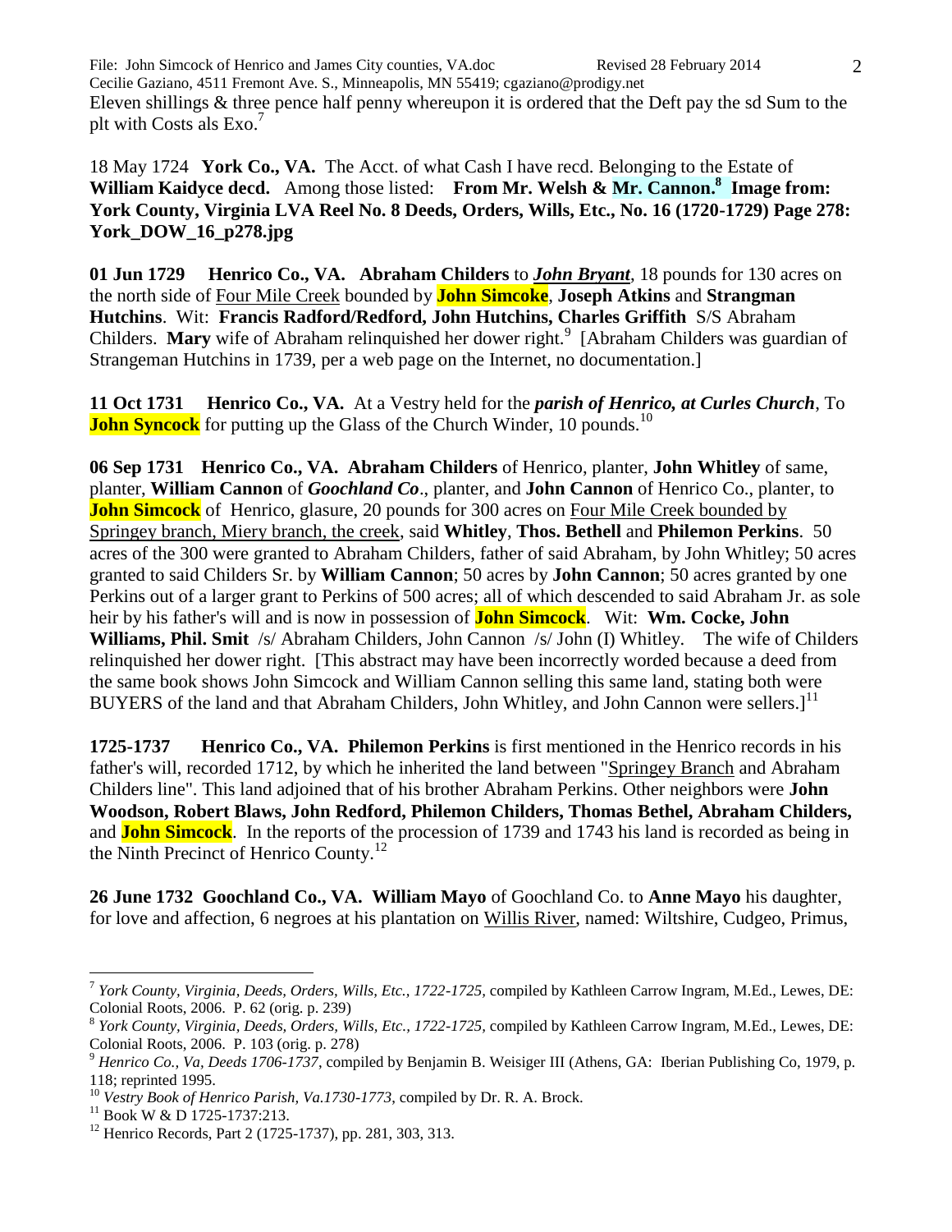Eleven shillings & three pence half penny whereupon it is ordered that the Deft pay the sd Sum to the plt with Costs als Exo.[7]

18 May 1724 **York Co., VA.** The Acct. of what Cash I have recd. Belonging to the Estate of **William Kaidyce decd.** Among those listed: **From Mr. Welsh & Mr. Cannon.[8] Image from: York County, Virginia LVA Reel No. 8 Deeds, Orders, Wills, Etc., No. 16 (1720-1729) Page 278: York_DOW_16_p278.jpg**

**01 Jun 1729 Henrico Co., VA. Abraham Childers** to ***John Bryant***, 18 pounds for 130 acres on the north side of Four Mile Creek bounded by **John Simcoke**, **Joseph Atkins** and **Strangman Hutchins**. Wit: **Francis Radford/Redford, John Hutchins, Charles Griffith** S/S Abraham Childers. **Mary** wife of Abraham relinquished her dower right.[9] [Abraham Childers was guardian of Strangeman Hutchins in 1739, per a web page on the Internet, no documentation.]

**11 Oct 1731 Henrico Co., VA.** At a Vestry held for the ***parish of Henrico, at Curles Church***, To **John Syncock** for putting up the Glass of the Church Winder, 10 pounds.[10]

**06 Sep 1731 Henrico Co., VA. Abraham Childers** of Henrico, planter, **John Whitley** of same, planter, **William Cannon** of ***Goochland Co***., planter, and **John Cannon** of Henrico Co., planter, to **John Simcock** of Henrico, glasure, 20 pounds for 300 acres on Four Mile Creek bounded by Springey branch, Miery branch, the creek, said **Whitley**, **Thos. Bethell** and **Philemon Perkins**. 50 acres of the 300 were granted to Abraham Childers, father of said Abraham, by John Whitley; 50 acres granted to said Childers Sr. by **William Cannon**; 50 acres by **John Cannon**; 50 acres granted by one Perkins out of a larger grant to Perkins of 500 acres; all of which descended to said Abraham Jr. as sole heir by his father's will and is now in possession of **John Simcock**. Wit: **Wm. Cocke, John Williams, Phil. Smit** /s/ Abraham Childers, John Cannon /s/ John (I) Whitley. The wife of Childers relinquished her dower right. [This abstract may have been incorrectly worded because a deed from the same book shows John Simcock and William Cannon selling this same land, stating both were BUYERS of the land and that Abraham Childers, John Whitley, and John Cannon were sellers.][11]

**1725-1737 Henrico Co., VA. Philemon Perkins** is first mentioned in the Henrico records in his father's will, recorded 1712, by which he inherited the land between "Springey Branch and Abraham Childers line". This land adjoined that of his brother Abraham Perkins. Other neighbors were **John Woodson, Robert Blaws, John Redford, Philemon Childers, Thomas Bethel, Abraham Childers,** and **John Simcock**. In the reports of the procession of 1739 and 1743 his land is recorded as being in the Ninth Precinct of Henrico County.[12]

**26 June 1732 Goochland Co., VA. William Mayo** of Goochland Co. to **Anne Mayo** his daughter, for love and affection, 6 negroes at his plantation on Willis River, named: Wiltshire, Cudgeo, Primus,

---

[7] *York County, Virginia, Deeds, Orders, Wills, Etc., 1722-1725*, compiled by Kathleen Carrow Ingram, M.Ed., Lewes, DE: Colonial Roots, 2006. P. 62 (orig. p. 239)

[8] *York County, Virginia, Deeds, Orders, Wills, Etc., 1722-1725*, compiled by Kathleen Carrow Ingram, M.Ed., Lewes, DE: Colonial Roots, 2006. P. 103 (orig. p. 278)

[9] *Henrico Co., Va, Deeds 1706-1737*, compiled by Benjamin B. Weisiger III (Athens, GA: Iberian Publishing Co, 1979, p. 118; reprinted 1995.

[10] *Vestry Book of Henrico Parish, Va.1730-1773*, compiled by Dr. R. A. Brock.

[11] Book W & D 1725-1737:213.

[12] Henrico Records, Part 2 (1725-1737), pp. 281, 303, 313.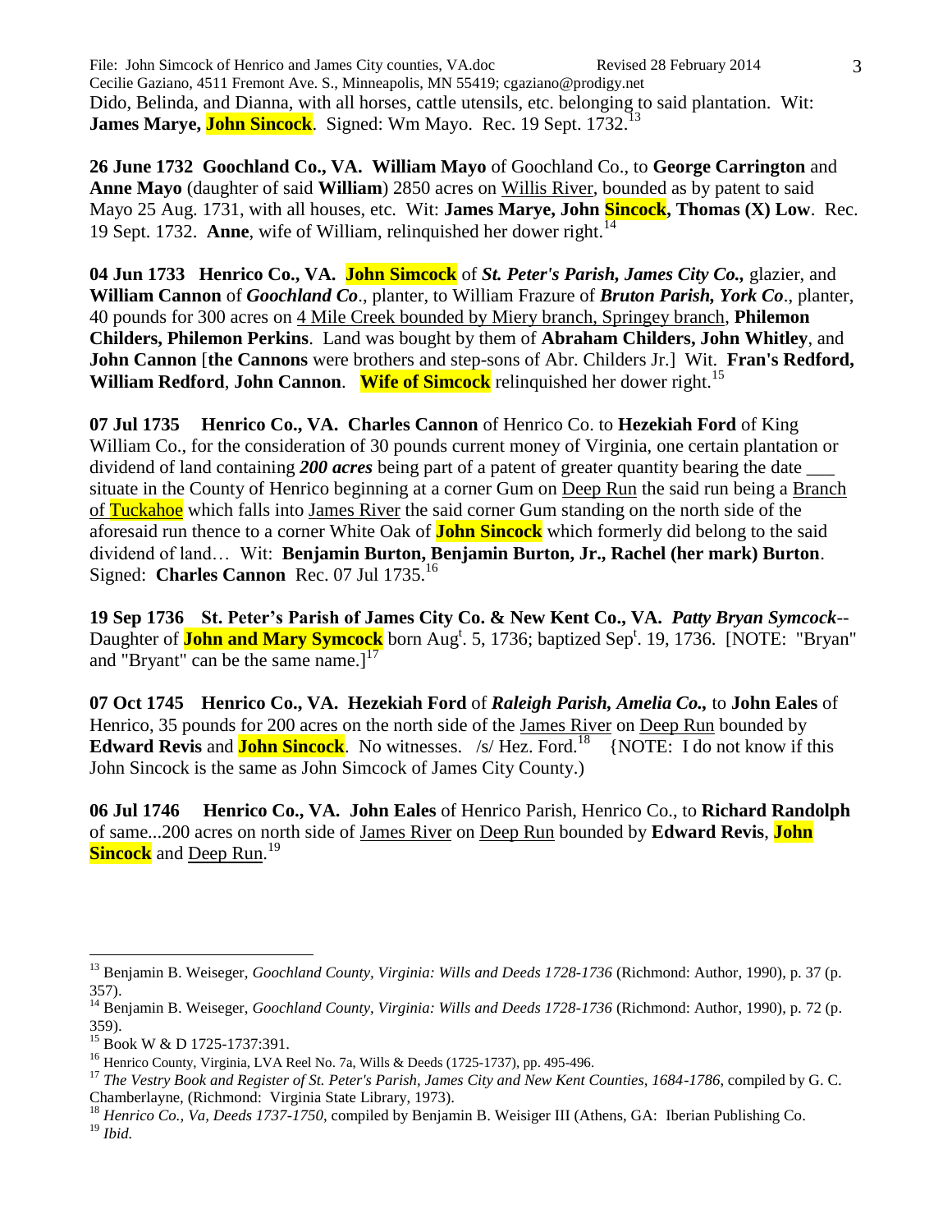Dido, Belinda, and Dianna, with all horses, cattle utensils, etc. belonging to said plantation. Wit: **James Marye, John Sincock**. Signed: Wm Mayo. Rec. 19 Sept. 1732.[13]

**26 June 1732 Goochland Co., VA. William Mayo** of Goochland Co., to **George Carrington** and **Anne Mayo** (daughter of said **William**) 2850 acres on Willis River, bounded as by patent to said Mayo 25 Aug. 1731, with all houses, etc. Wit: **James Marye, John Sincock, Thomas (X) Low**. Rec. 19 Sept. 1732. **Anne**, wife of William, relinquished her dower right.[14]

**04 Jun 1733 Henrico Co., VA. John Simcock** of ***St. Peter's Parish, James City Co.,*** glazier, and **William Cannon** of ***Goochland Co***., planter, to William Frazure of ***Bruton Parish, York Co***., planter, 40 pounds for 300 acres on 4 Mile Creek bounded by Miery branch, Springey branch, **Philemon Childers, Philemon Perkins**. Land was bought by them of **Abraham Childers, John Whitley**, and **John Cannon** [**the Cannons** were brothers and step-sons of Abr. Childers Jr.] Wit. **Fran's Redford, William Redford**, **John Cannon**. **Wife of Simcock** relinquished her dower right.[15]

**07 Jul 1735 Henrico Co., VA. Charles Cannon** of Henrico Co. to **Hezekiah Ford** of King William Co., for the consideration of 30 pounds current money of Virginia, one certain plantation or dividend of land containing ***200 acres*** being part of a patent of greater quantity bearing the date ___ situate in the County of Henrico beginning at a corner Gum on Deep Run the said run being a Branch of Tuckahoe which falls into James River the said corner Gum standing on the north side of the aforesaid run thence to a corner White Oak of **John Sincock** which formerly did belong to the said dividend of land… Wit: **Benjamin Burton, Benjamin Burton, Jr., Rachel (her mark) Burton**. Signed: **Charles Cannon** Rec. 07 Jul 1735.[16]

**19 Sep 1736 St. Peter's Parish of James City Co. & New Kent Co., VA.** ***Patty Bryan Symcock***--Daughter of **John and Mary Symcock** born Aug$^t$. 5, 1736; baptized Sep$^t$. 19, 1736. [NOTE: "Bryan" and "Bryant" can be the same name.][17]

**07 Oct 1745 Henrico Co., VA. Hezekiah Ford** of ***Raleigh Parish, Amelia Co.,*** to **John Eales** of Henrico, 35 pounds for 200 acres on the north side of the James River on Deep Run bounded by **Edward Revis** and **John Sincock**. No witnesses. /s/ Hez. Ford.[18] {NOTE: I do not know if this John Sincock is the same as John Simcock of James City County.)

**06 Jul 1746 Henrico Co., VA. John Eales** of Henrico Parish, Henrico Co., to **Richard Randolph** of same...200 acres on north side of James River on Deep Run bounded by **Edward Revis**, **John Sincock** and Deep Run.[19]

---

[13] Benjamin B. Weiseger, *Goochland County, Virginia: Wills and Deeds 1728-1736* (Richmond: Author, 1990), p. 37 (p. 357).

[14] Benjamin B. Weiseger, *Goochland County, Virginia: Wills and Deeds 1728-1736* (Richmond: Author, 1990), p. 72 (p. 359).

[15] Book W & D 1725-1737:391.

[16] Henrico County, Virginia, LVA Reel No. 7a, Wills & Deeds (1725-1737), pp. 495-496.

[17] *The Vestry Book and Register of St. Peter's Parish, James City and New Kent Counties, 1684-1786*, compiled by G. C. Chamberlayne, (Richmond: Virginia State Library, 1973).

[18] *Henrico Co., Va, Deeds 1737-1750*, compiled by Benjamin B. Weisiger III (Athens, GA: Iberian Publishing Co.

[19] *Ibid.*